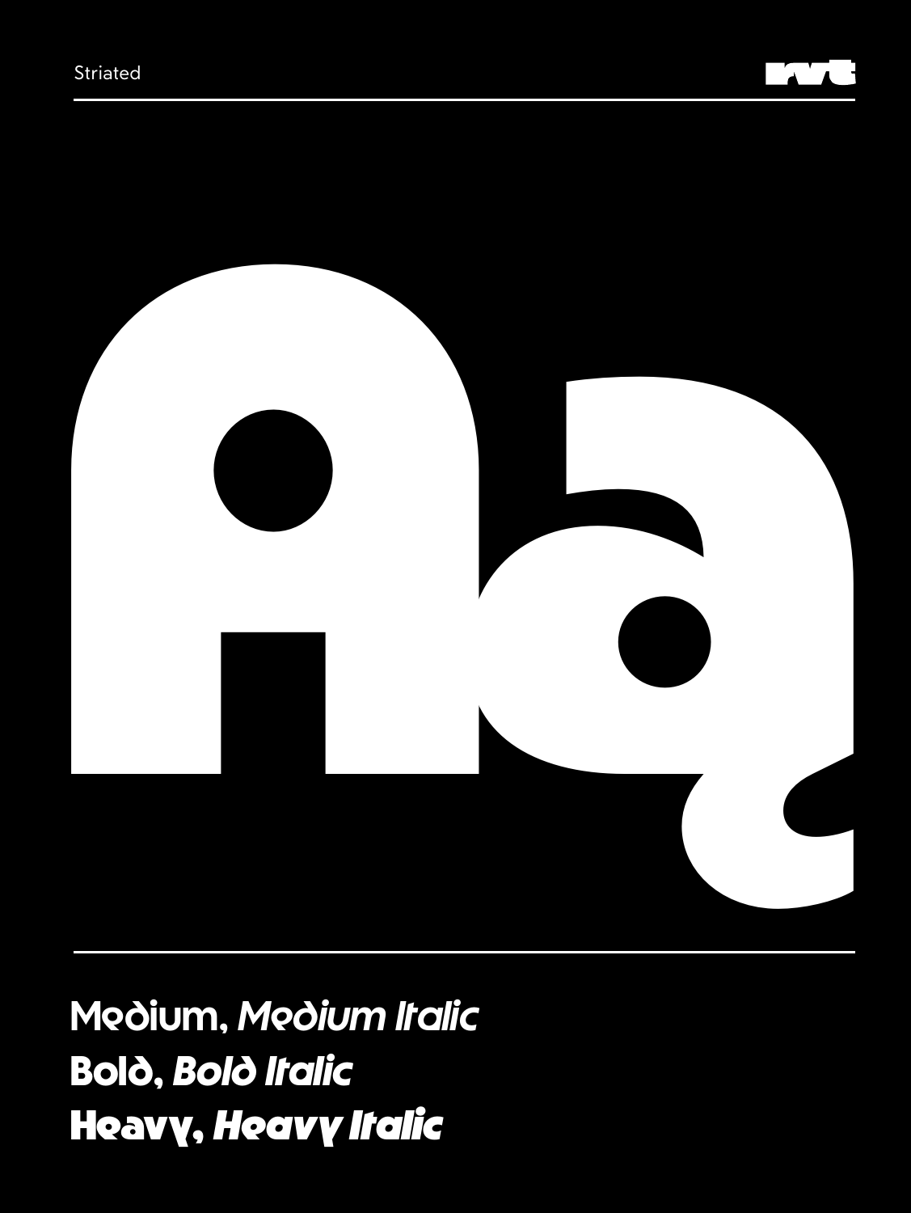Striated

Aa

Medium, *Medium Italic*

**Bold**, ***Bold Italic***

**Heavy**, ***Heavy Italic***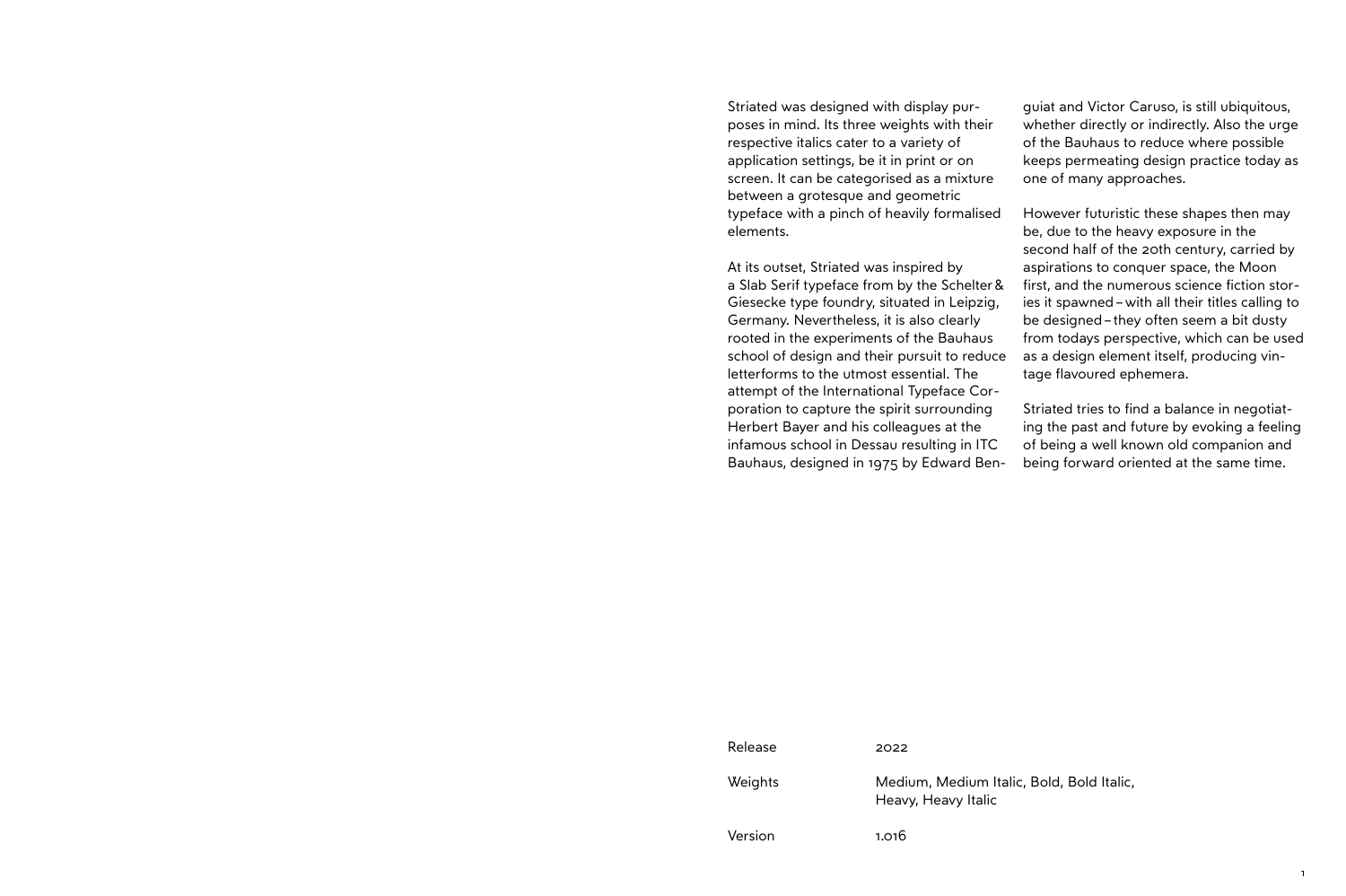Striated was designed with display purposes in mind. Its three weights with their respective italics cater to a variety of application settings, be it in print or on screen. It can be categorised as a mixture between a grotesque and geometric typeface with a pinch of heavily formalised elements.

At its outset, Striated was inspired by a Slab Serif typeface from by the Schelter & Giesecke type foundry, situated in Leipzig, Germany. Nevertheless, it is also clearly rooted in the experiments of the Bauhaus school of design and their pursuit to reduce letterforms to the utmost essential. The attempt of the International Typeface Corporation to capture the spirit surrounding Herbert Bayer and his colleagues at the infamous school in Dessau resulting in ITC Bauhaus, designed in 1975 by Edward Benguiat and Victor Caruso, is still ubiquitous, whether directly or indirectly. Also the urge of the Bauhaus to reduce where possible keeps permeating design practice today as one of many approaches.

However futuristic these shapes then may be, due to the heavy exposure in the second half of the 20th century, carried by aspirations to conquer space, the Moon first, and the numerous science fiction stories it spawned – with all their titles calling to be designed – they often seem a bit dusty from todays perspective, which can be used as a design element itself, producing vintage flavoured ephemera.

Striated tries to find a balance in negotiating the past and future by evoking a feeling of being a well known old companion and being forward oriented at the same time.

| | |
|---|---|
| Release | 2022 |
| Weights | Medium, Medium Italic, Bold, Bold Italic, Heavy, Heavy Italic |
| Version | 1.016 |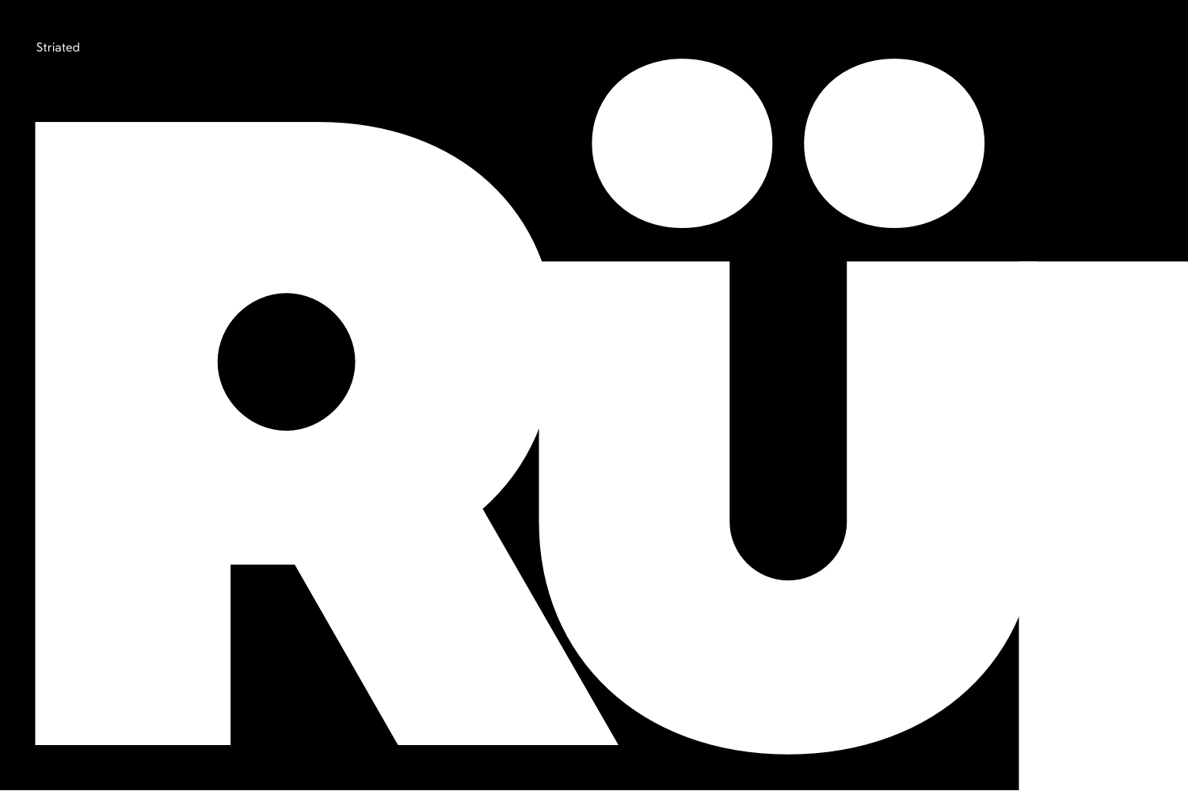Striated

Rü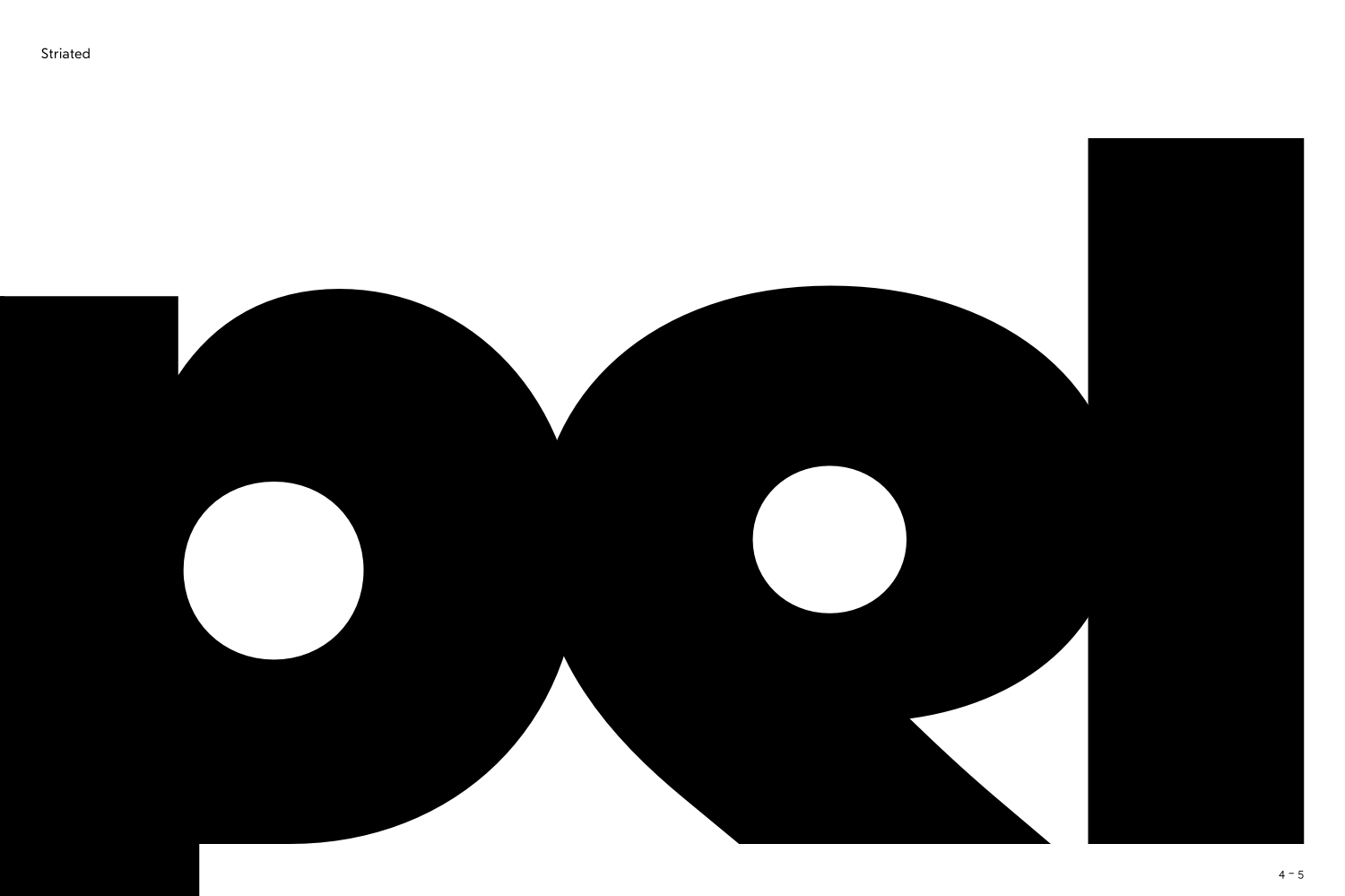Striated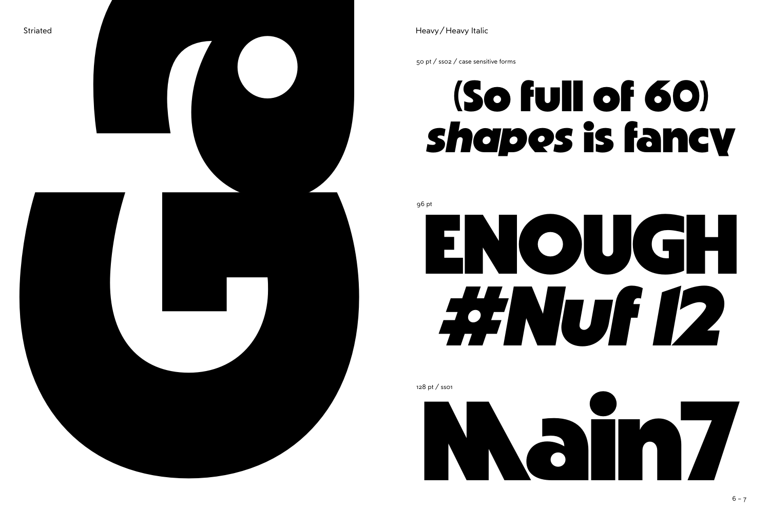Striated

Heavy / Heavy Italic

50 pt / ss02 / case sensitive forms

# (So full of 60) *shapes* is fancy

96 pt

# ENOUGH *#Nuf 12*

128 pt / ss01

# Main7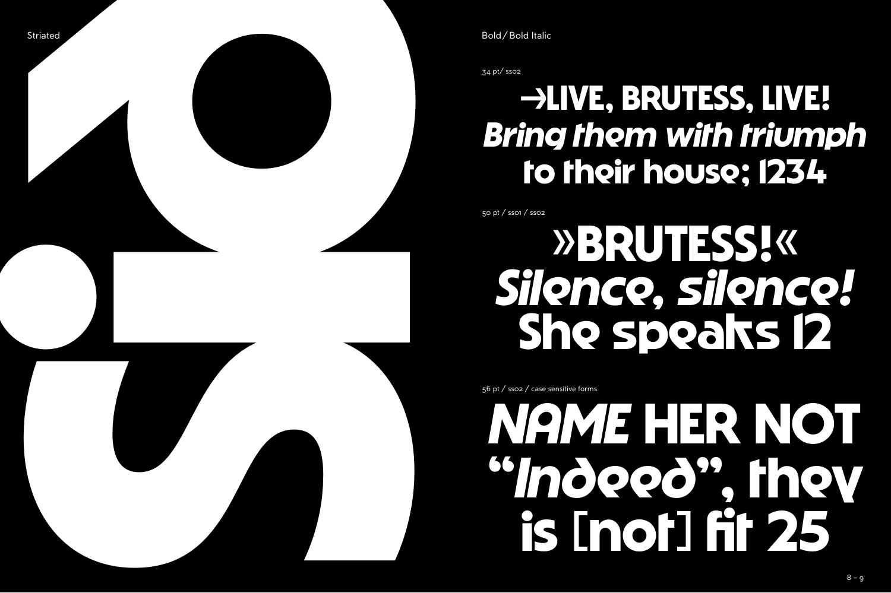Striated

Bold / Bold Italic

34 pt/ ss02

→LIVE, BRUTESS, LIVE!
*Bring them with triumph*
to their house; 1234

50 pt / ss01 / ss02

»BRUTESS!«
*Silence, silence!*
She speaks 12

56 pt / ss02 / case sensitive forms

*NAME* HER NOT
“*Indeed*”, they
is [not] fit 25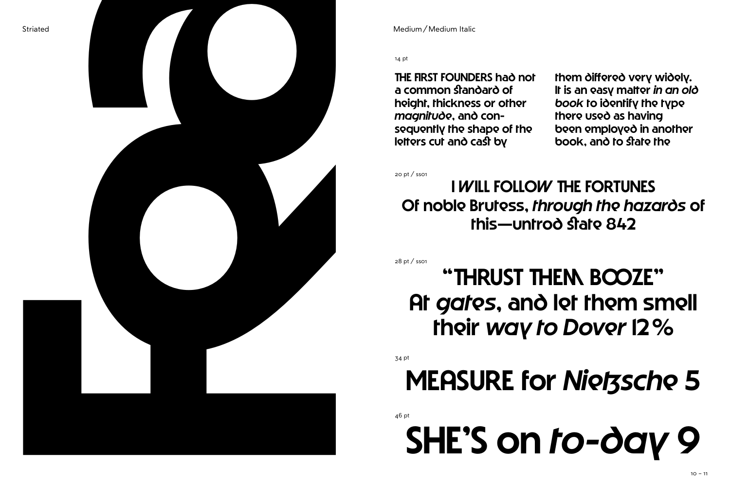Striated

Medium / Medium Italic

14 pt

THE FIRST FOUNDERS had not a common standard of height, thickness or other *magnitude*, and consequently the shape of the letters cut and cast by them differed very widely. It is an easy matter *in an old book* to identify the type there used as having been employed in another book, and to state the

20 pt / ss01

I *W*ILL FOLLO*W* THE FORTUNES
Of noble Brutess, *through the hazards* of this—untrod state 842

28 pt / ss01

"THRUST THEM BOOZE"
At *gates*, and let them smell their *way to Dover* 12%

34 pt

MEASURE for *Nietzsche* 5

46 pt

SHE'S on *to-day* 9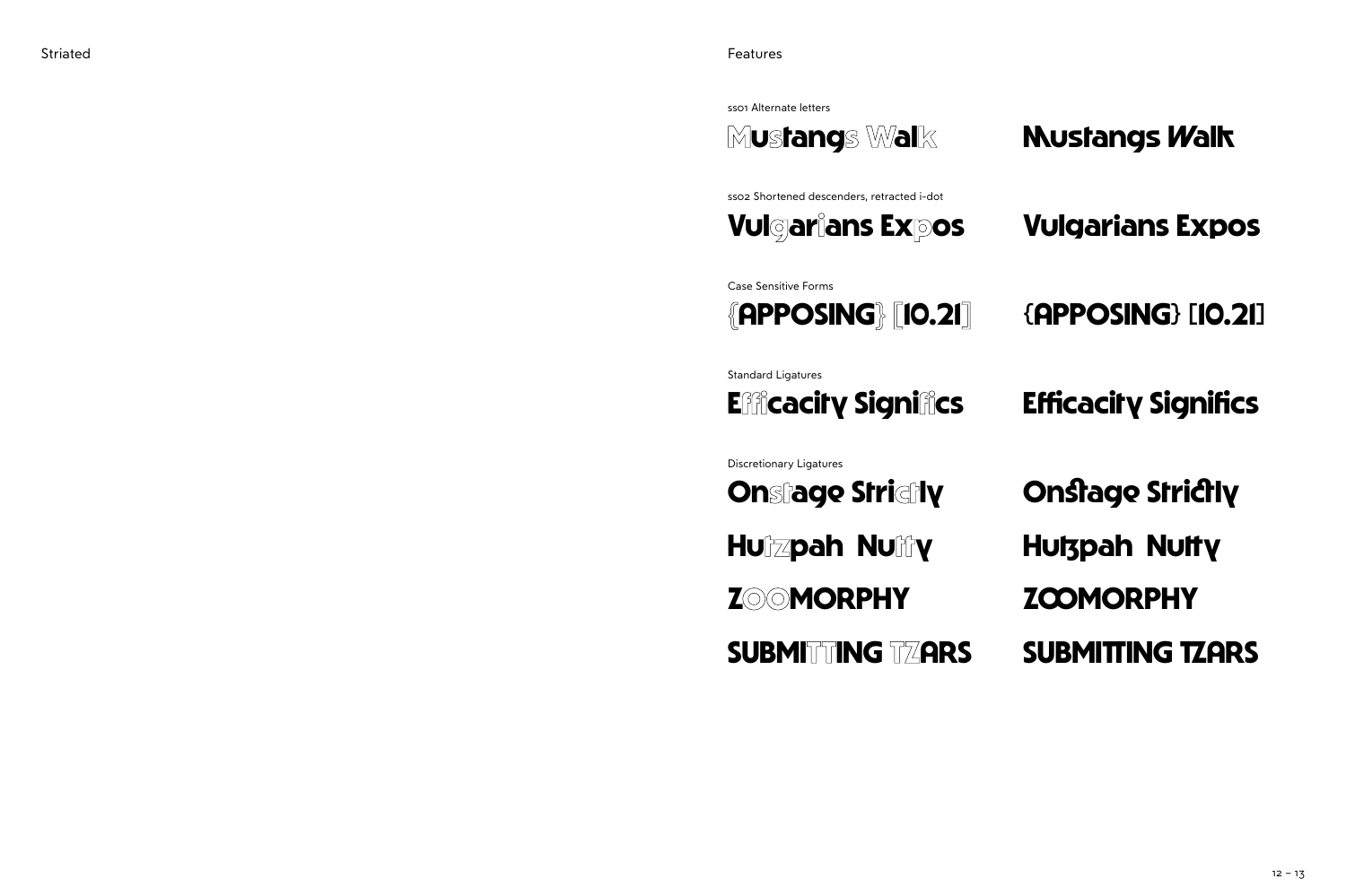## Features

sso1 Alternate letters

Mustangs Walk — Mustangs Walk

sso2 Shortened descenders, retracted i-dot

Vulgarians Expos — Vulgarians Expos

Case Sensitive Forms

{APPOSING} [10.21] — {APPOSING} [10.21]

Standard Ligatures

Efficacity Significs — Efficacity Significs

Discretionary Ligatures

Onstage Strictly — Onstage Strictly

Hutzpah Nutty — Hutzpah Nutty

ZOOMORPHY — ZOOMORPHY

SUBMITTING TZARS — SUBMITTING TZARS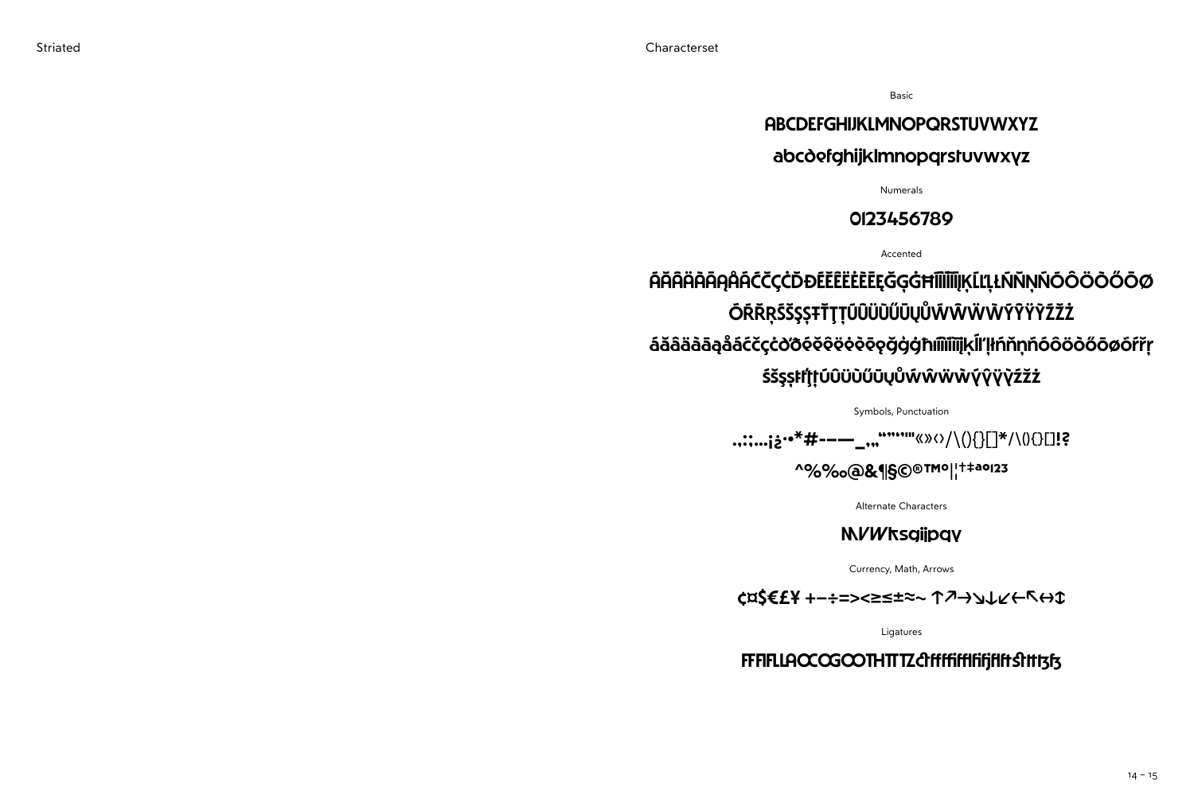Striated

Characterset

Basic

ABCDEFGHIJKLMNOPQRSTUVWXYZ

abcdefghijklmnopqrstuvwxyz

Numerals

0123456789

Accented

ÁĂÂÄÀĀĄÅÃĆČÇĊĎĐÉĚÊËĖÈĒĘĞĢĠĦÍÎÏİÌĪĮĶĹĽĻŁŃŇŅÑÓÔÖÒŐŌÕØ

ŒŔŘŖŚŠŞŦŤŢȚÚÛÜÙŰŪŲŮẂŴẄẀÝŶŸỲŹŽŻ

áăâäàāąåãćčçċďđéěêëėèēęğģġħıíîïìīįķĺľļłńňņñóôöòőōõøœŕřŗ

śšşŧťţțúûüùűūųůẃŵẅẁýŷÿỳźžż

Symbols, Punctuation

.,:;…¡¿·•*#-–—_‚„“”‘’"'«»‹›/\(){}[]*/\(){}[]!?

^%‰@&¶§©®™°|¦†‡ªº¹²³

Alternate Characters

MVWksgijpqv

Currency, Math, Arrows

¢¤$€£¥ +−÷=><≥≤±≈~ ↑↗→↘↓↙←↖↔↕

Ligatures

FFFIFLLACCOGOOTHTTTZchfffffiffiffjflftsttttzfz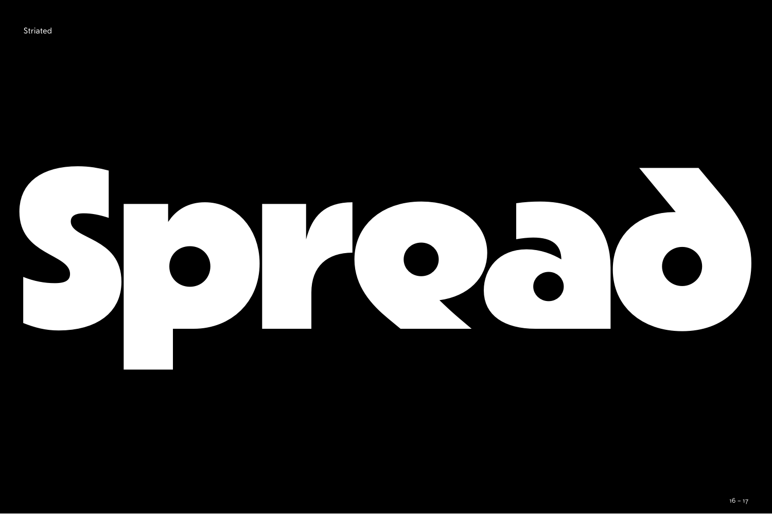Striated

# Spread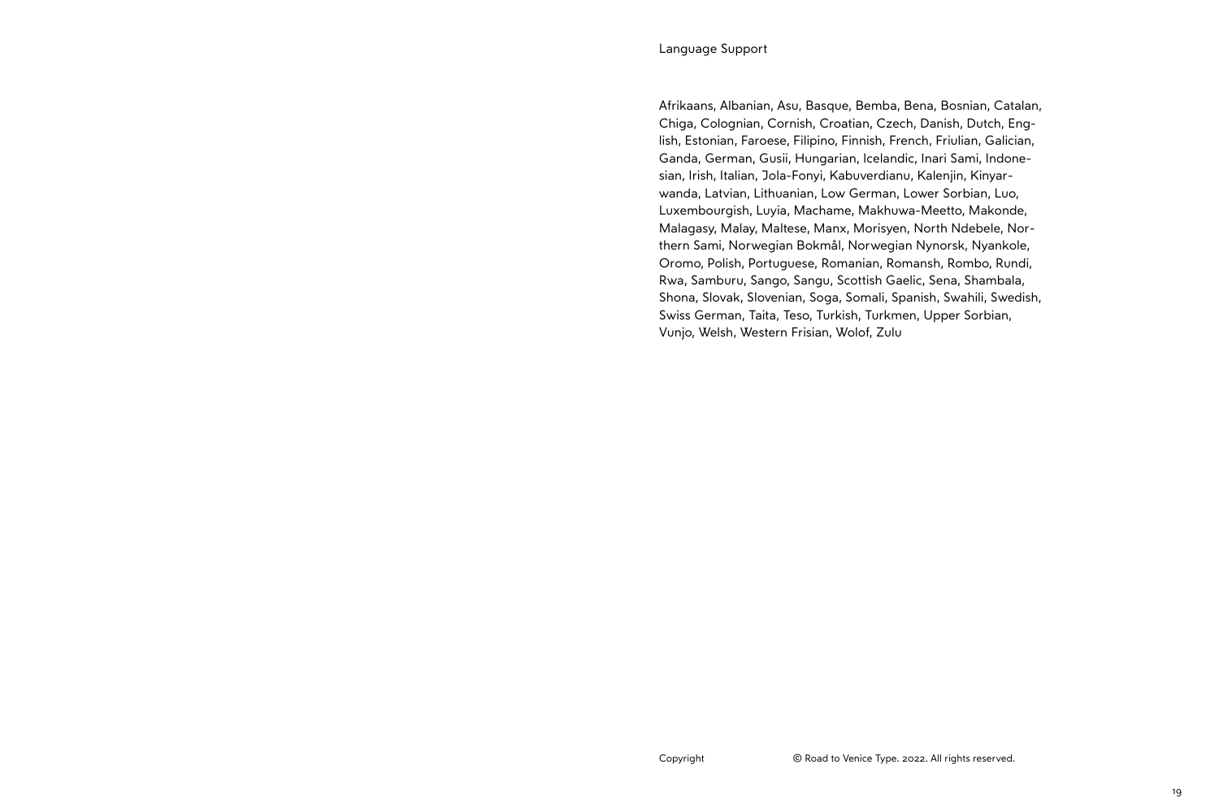## Language Support

Afrikaans, Albanian, Asu, Basque, Bemba, Bena, Bosnian, Catalan, Chiga, Colognian, Cornish, Croatian, Czech, Danish, Dutch, English, Estonian, Faroese, Filipino, Finnish, French, Friulian, Galician, Ganda, German, Gusii, Hungarian, Icelandic, Inari Sami, Indonesian, Irish, Italian, Jola-Fonyi, Kabuverdianu, Kalenjin, Kinyarwanda, Latvian, Lithuanian, Low German, Lower Sorbian, Luo, Luxembourgish, Luyia, Machame, Makhuwa-Meetto, Makonde, Malagasy, Malay, Maltese, Manx, Morisyen, North Ndebele, Northern Sami, Norwegian Bokmål, Norwegian Nynorsk, Nyankole, Oromo, Polish, Portuguese, Romanian, Romansh, Rombo, Rundi, Rwa, Samburu, Sango, Sangu, Scottish Gaelic, Sena, Shambala, Shona, Slovak, Slovenian, Soga, Somali, Spanish, Swahili, Swedish, Swiss German, Taita, Teso, Turkish, Turkmen, Upper Sorbian, Vunjo, Welsh, Western Frisian, Wolof, Zulu

Copyright © Road to Venice Type. 2022. All rights reserved.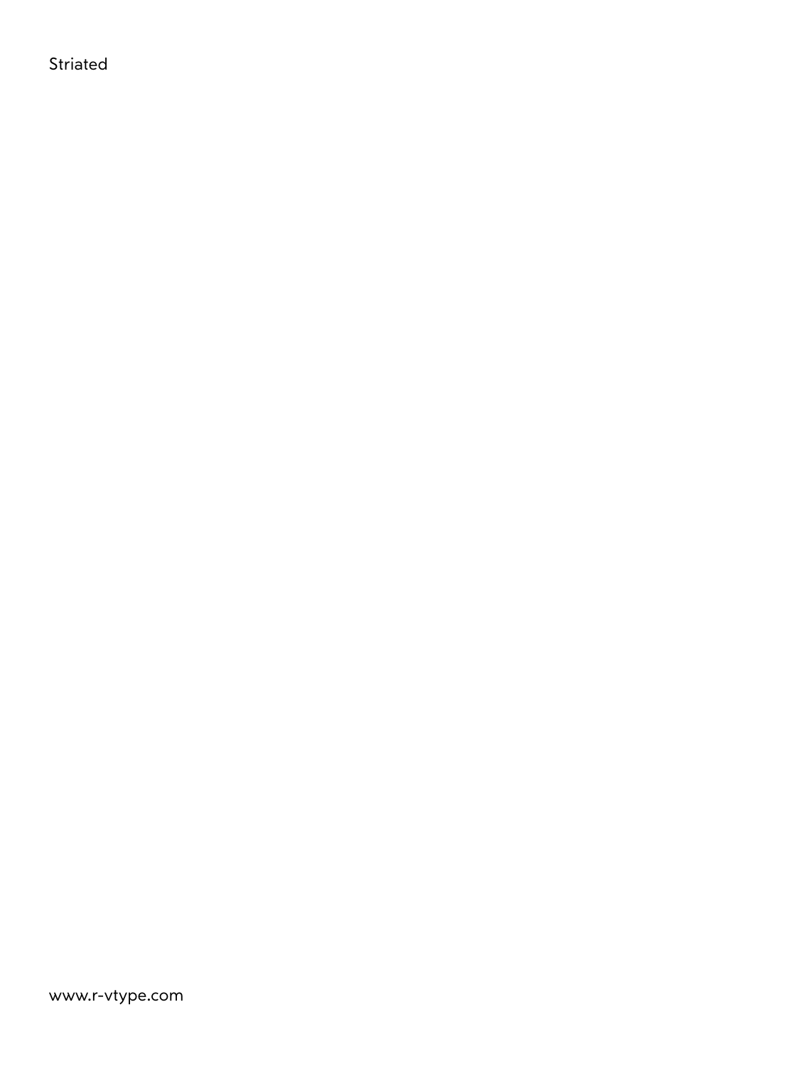Striated

www.r-vtype.com